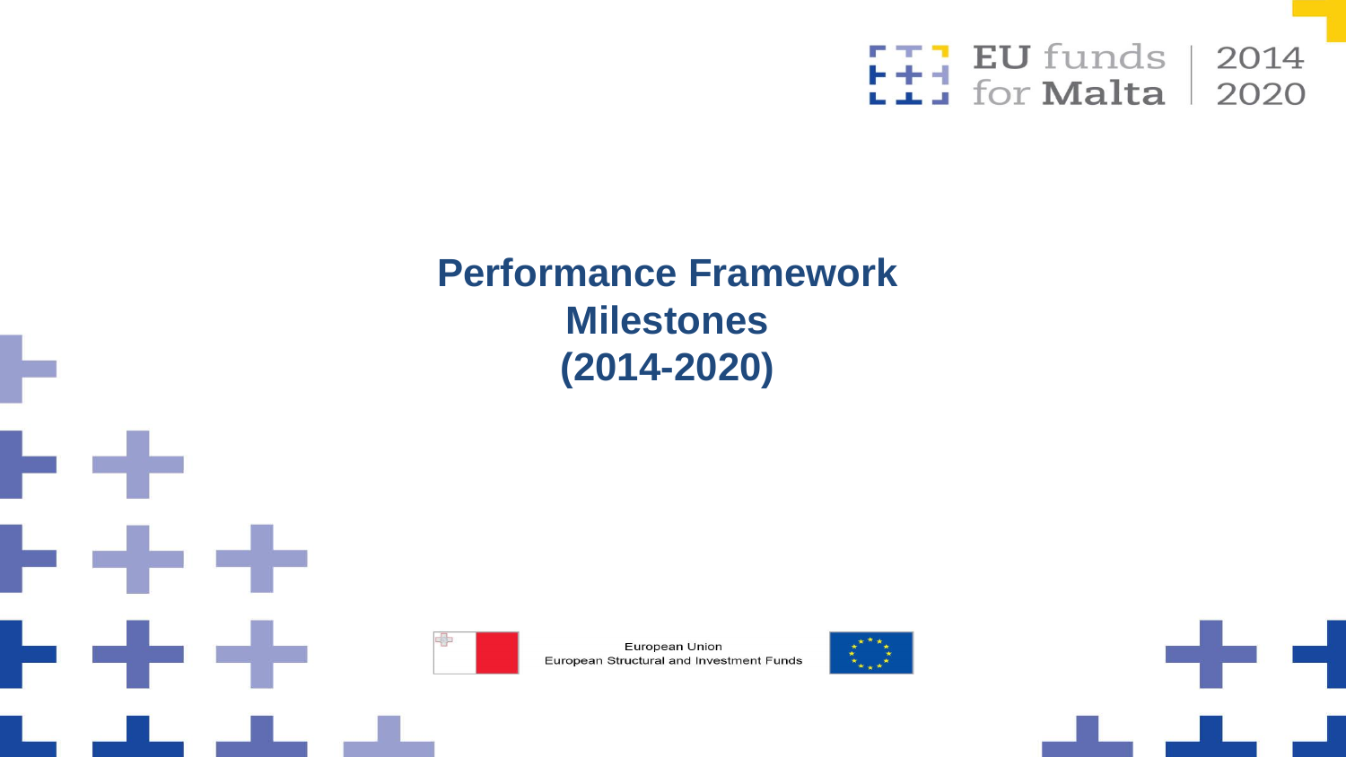EU funds for Malta | 2014 2020

# Performance Framework Milestones (2014-2020)

European Union
European Structural and Investment Funds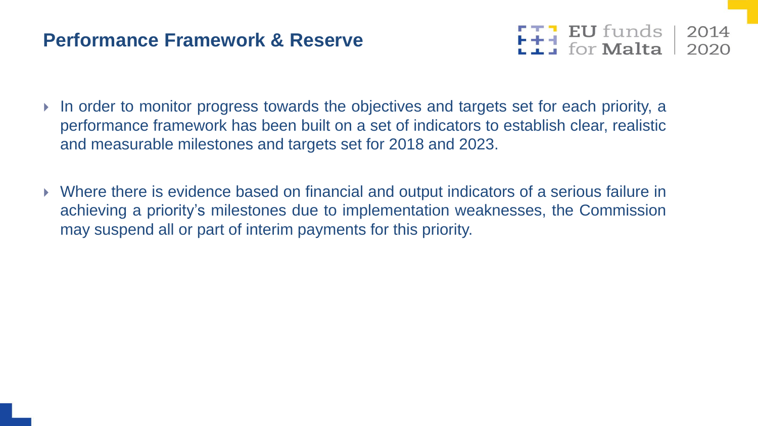## Performance Framework & Reserve

- In order to monitor progress towards the objectives and targets set for each priority, a performance framework has been built on a set of indicators to establish clear, realistic and measurable milestones and targets set for 2018 and 2023.

- Where there is evidence based on financial and output indicators of a serious failure in achieving a priority's milestones due to implementation weaknesses, the Commission may suspend all or part of interim payments for this priority.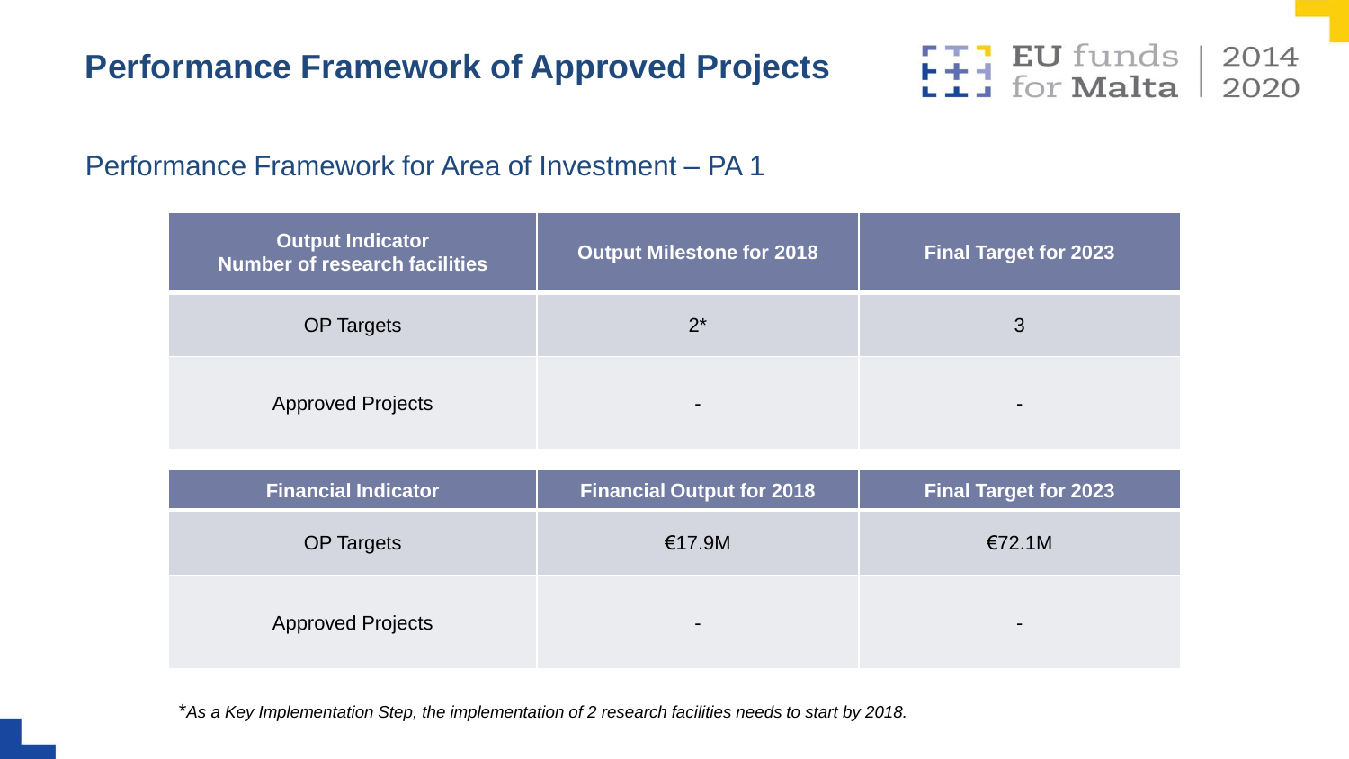# Performance Framework of Approved Projects

## Performance Framework for Area of Investment – PA 1

| Output Indicator<br>Number of research facilities | Output Milestone for 2018 | Final Target for 2023 |
|---|---|---|
| OP Targets | 2* | 3 |
| Approved Projects | - | - |

| Financial Indicator | Financial Output for 2018 | Final Target for 2023 |
|---|---|---|
| OP Targets | €17.9M | €72.1M |
| Approved Projects | - | - |

**As a Key Implementation Step, the implementation of 2 research facilities needs to start by 2018.*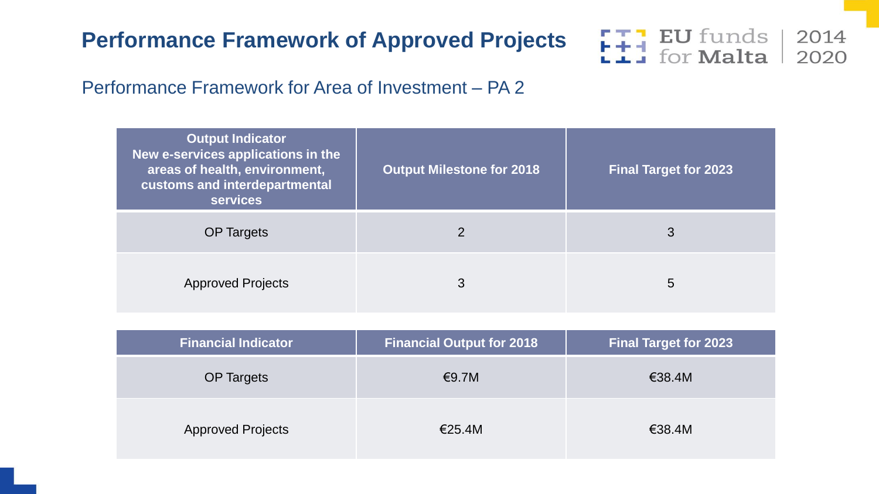# Performance Framework of Approved Projects

## Performance Framework for Area of Investment – PA 2

| Output Indicator New e-services applications in the areas of health, environment, customs and interdepartmental services | Output Milestone for 2018 | Final Target for 2023 |
|---|---|---|
| OP Targets | 2 | 3 |
| Approved Projects | 3 | 5 |

| Financial Indicator | Financial Output for 2018 | Final Target for 2023 |
|---|---|---|
| OP Targets | €9.7M | €38.4M |
| Approved Projects | €25.4M | €38.4M |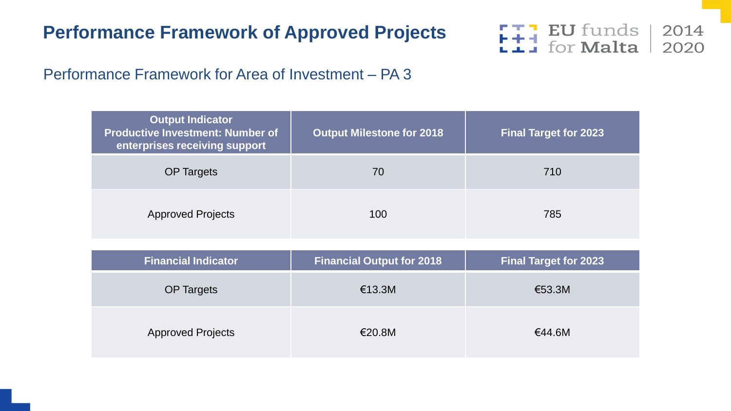# Performance Framework of Approved Projects

## Performance Framework for Area of Investment – PA 3

| Output Indicator Productive Investment: Number of enterprises receiving support | Output Milestone for 2018 | Final Target for 2023 |
|---|---|---|
| OP Targets | 70 | 710 |
| Approved Projects | 100 | 785 |

| Financial Indicator | Financial Output for 2018 | Final Target for 2023 |
|---|---|---|
| OP Targets | €13.3M | €53.3M |
| Approved Projects | €20.8M | €44.6M |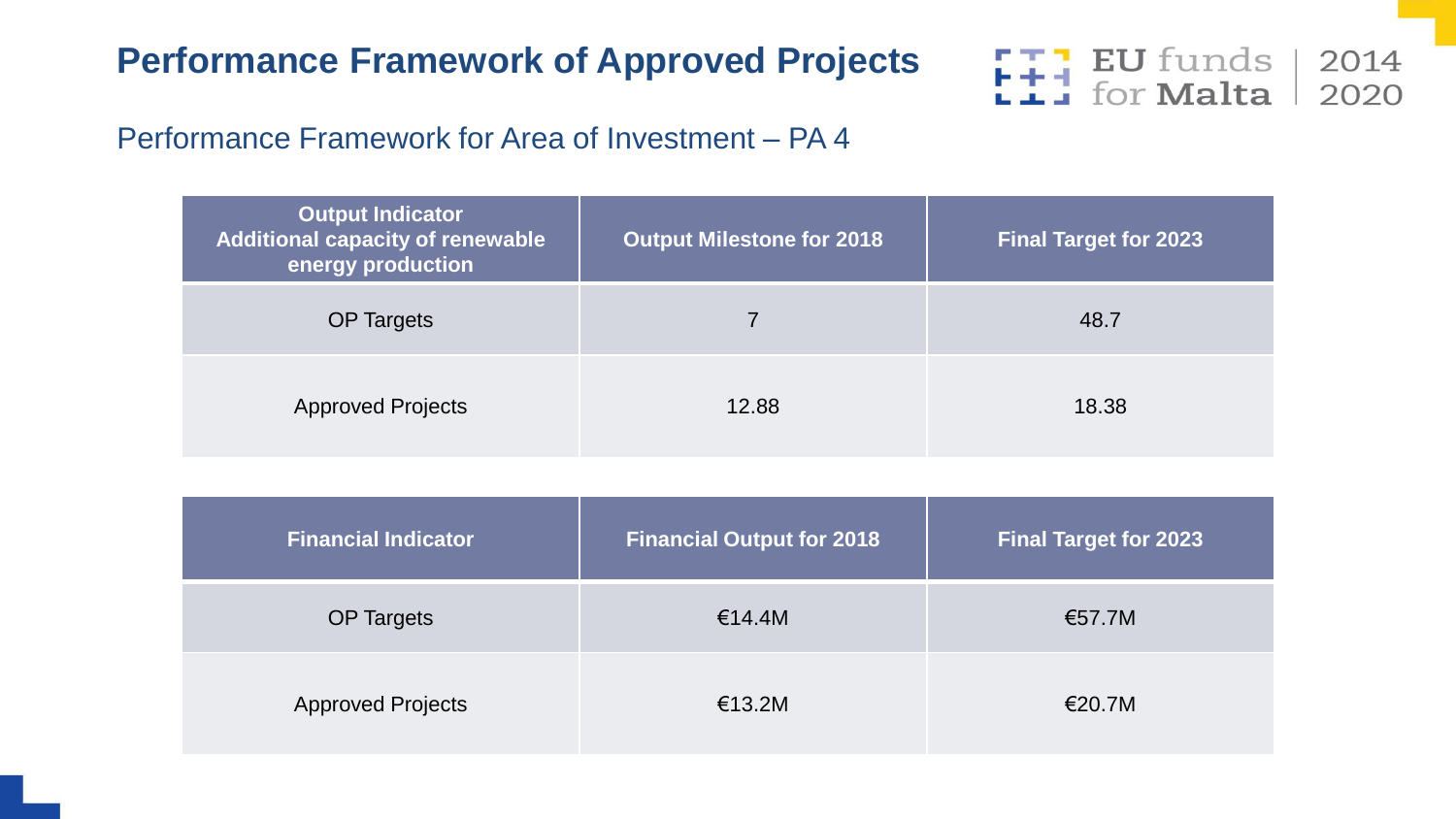# Performance Framework of Approved Projects

## Performance Framework for Area of Investment – PA 4

| Output Indicator Additional capacity of renewable energy production | Output Milestone for 2018 | Final Target for 2023 |
|---|---|---|
| OP Targets | 7 | 48.7 |
| Approved Projects | 12.88 | 18.38 |

| Financial Indicator | Financial Output for 2018 | Final Target for 2023 |
|---|---|---|
| OP Targets | €14.4M | €57.7M |
| Approved Projects | €13.2M | €20.7M |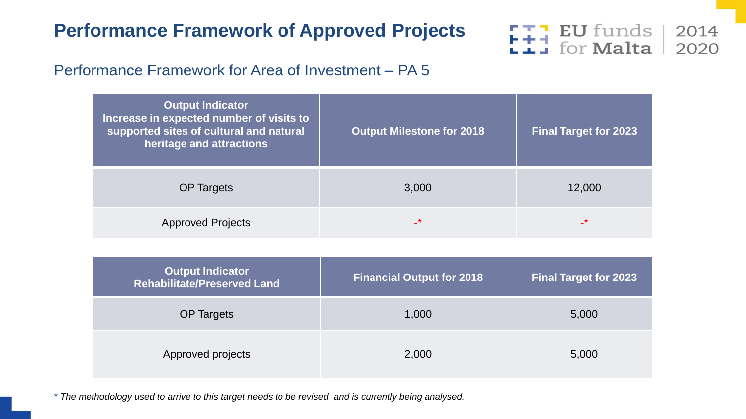# Performance Framework of Approved Projects

## Performance Framework for Area of Investment – PA 5

| Output Indicator<br>Increase in expected number of visits to supported sites of cultural and natural heritage and attractions | Output Milestone for 2018 | Final Target for 2023 |
|---|---|---|
| OP Targets | 3,000 | 12,000 |
| Approved Projects | -* | -* |

| Output Indicator<br>Rehabilitate/Preserved Land | Financial Output for 2018 | Final Target for 2023 |
|---|---|---|
| OP Targets | 1,000 | 5,000 |
| Approved projects | 2,000 | 5,000 |

*\* The methodology used to arrive to this target needs to be revised and is currently being analysed.*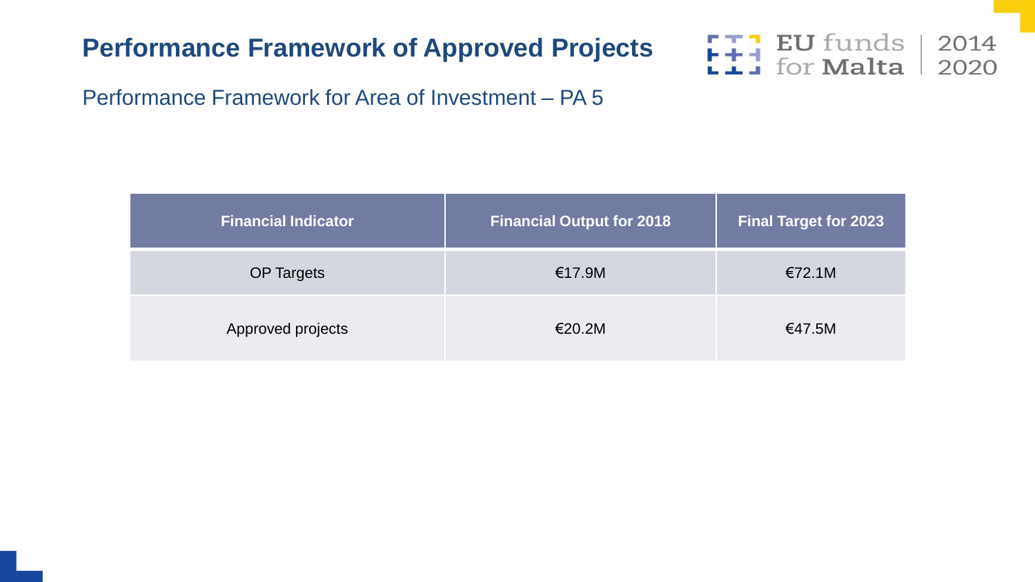# Performance Framework of Approved Projects

## Performance Framework for Area of Investment – PA 5

| Financial Indicator | Financial Output for 2018 | Final Target for 2023 |
|---|---|---|
| OP Targets | €17.9M | €72.1M |
| Approved projects | €20.2M | €47.5M |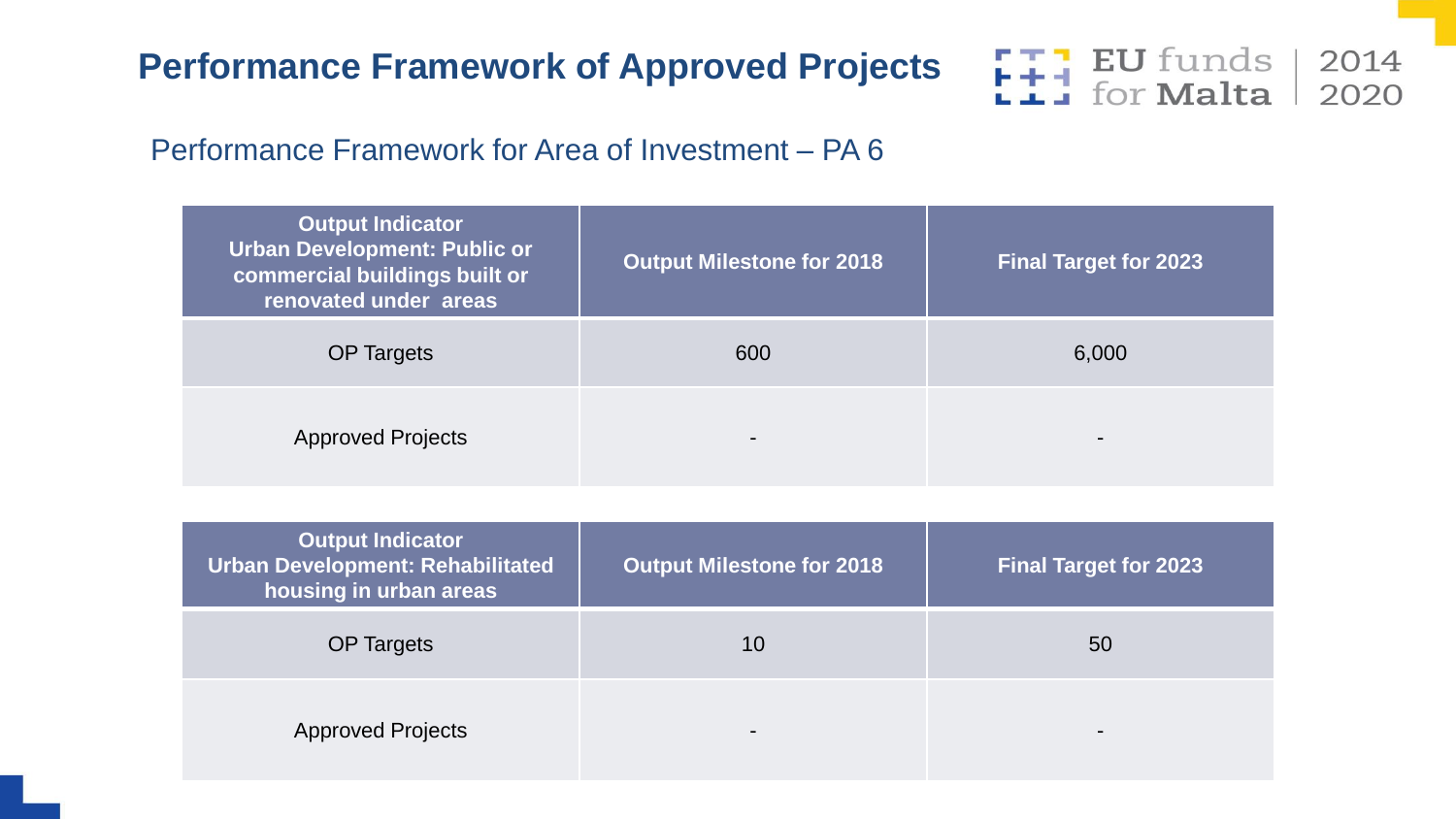# Performance Framework of Approved Projects

## Performance Framework for Area of Investment – PA 6

| Output Indicator Urban Development: Public or commercial buildings built or renovated under areas | Output Milestone for 2018 | Final Target for 2023 |
|---|---|---|
| OP Targets | 600 | 6,000 |
| Approved Projects | - | - |

| Output Indicator Urban Development: Rehabilitated housing in urban areas | Output Milestone for 2018 | Final Target for 2023 |
|---|---|---|
| OP Targets | 10 | 50 |
| Approved Projects | - | - |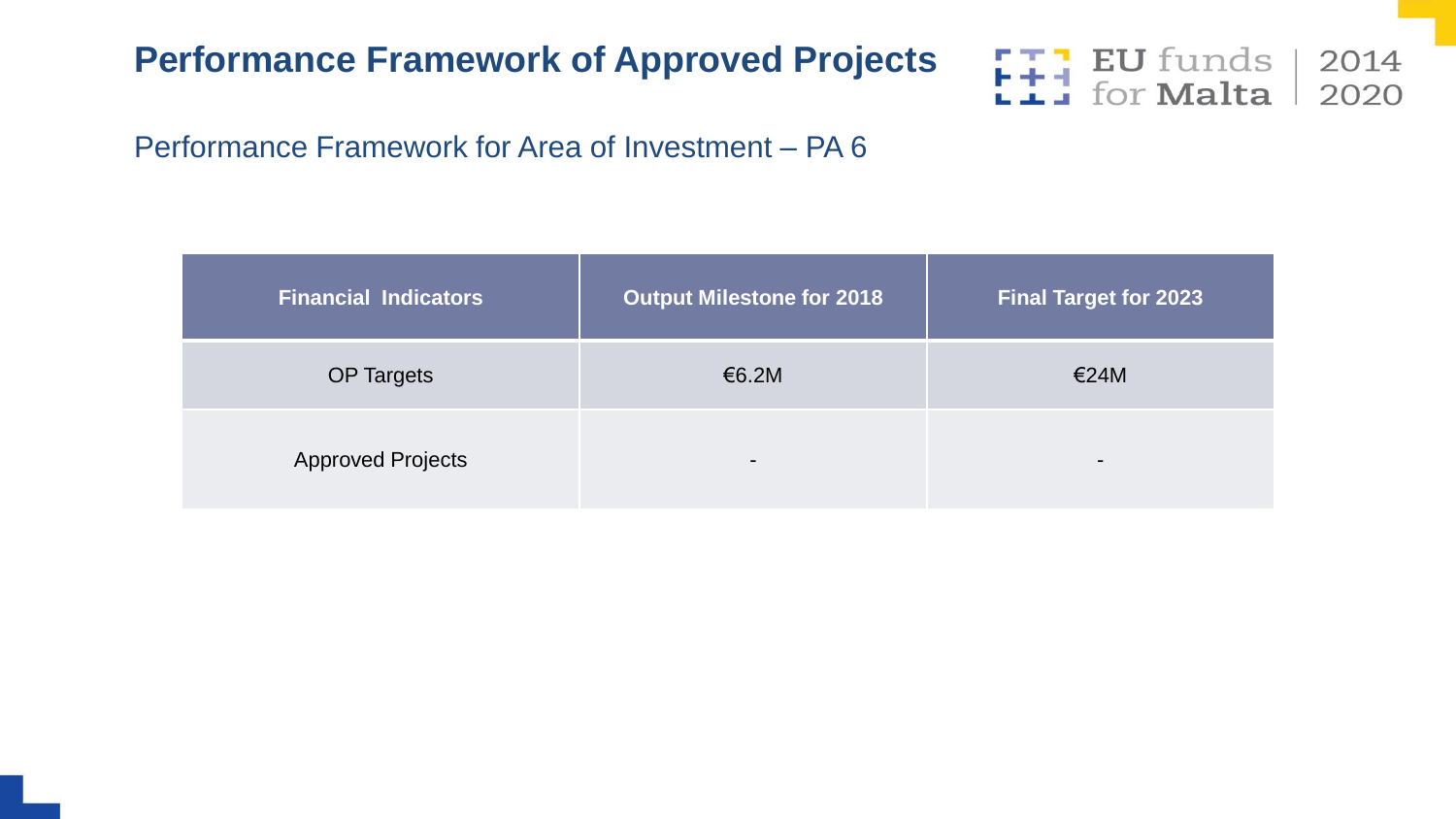# Performance Framework of Approved Projects

## Performance Framework for Area of Investment – PA 6

| Financial Indicators | Output Milestone for 2018 | Final Target for 2023 |
| --- | --- | --- |
| OP Targets | €6.2M | €24M |
| Approved Projects | - | - |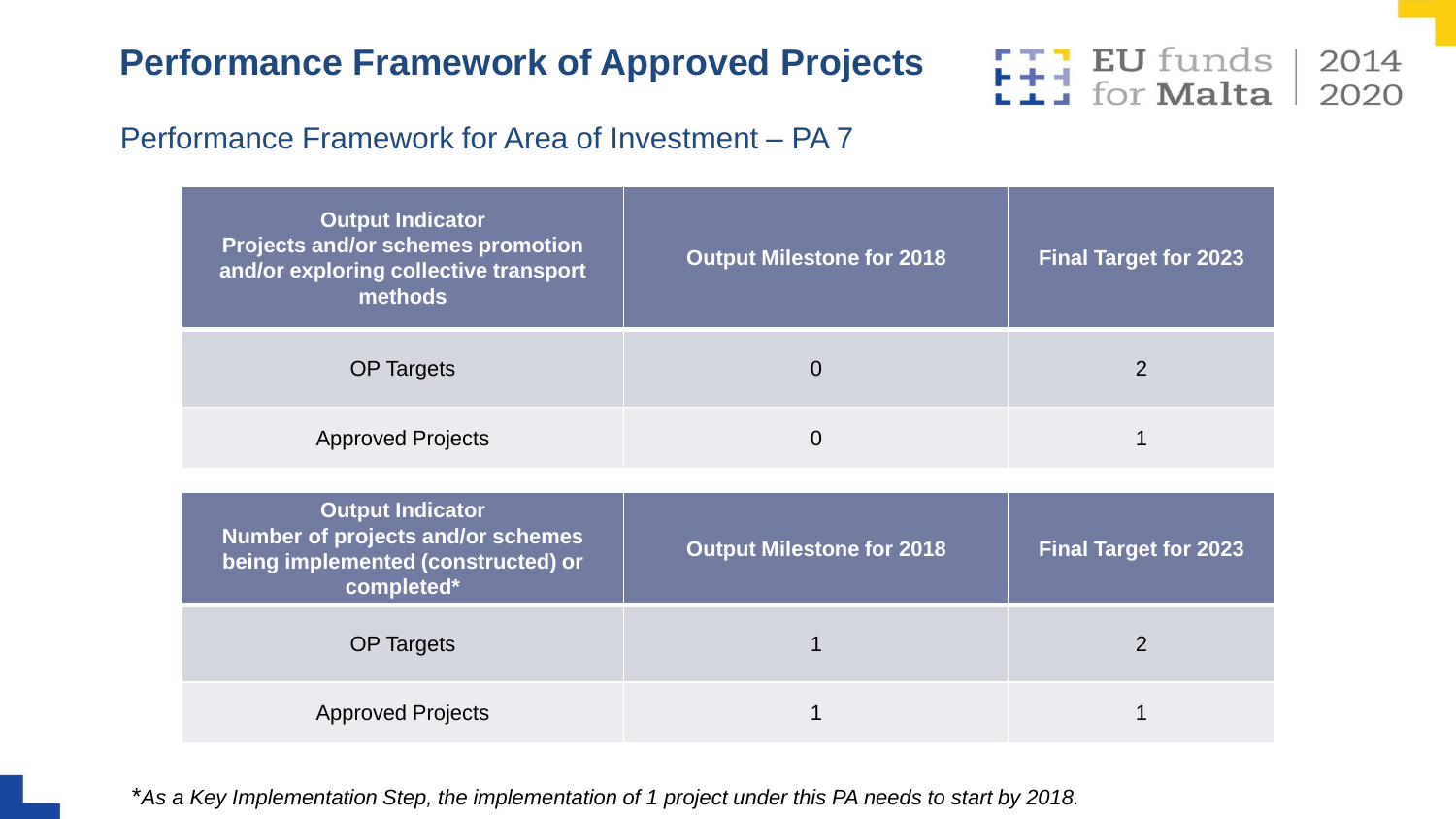# Performance Framework of Approved Projects

EU funds for Malta 2014 2020

## Performance Framework for Area of Investment – PA 7

| Output Indicator Projects and/or schemes promotion and/or exploring collective transport methods | Output Milestone for 2018 | Final Target for 2023 |
|---|---|---|
| OP Targets | 0 | 2 |
| Approved Projects | 0 | 1 |

| Output Indicator Number of projects and/or schemes being implemented (constructed) or completed* | Output Milestone for 2018 | Final Target for 2023 |
|---|---|---|
| OP Targets | 1 | 2 |
| Approved Projects | 1 | 1 |

**As a Key Implementation Step, the implementation of 1 project under this PA needs to start by 2018.*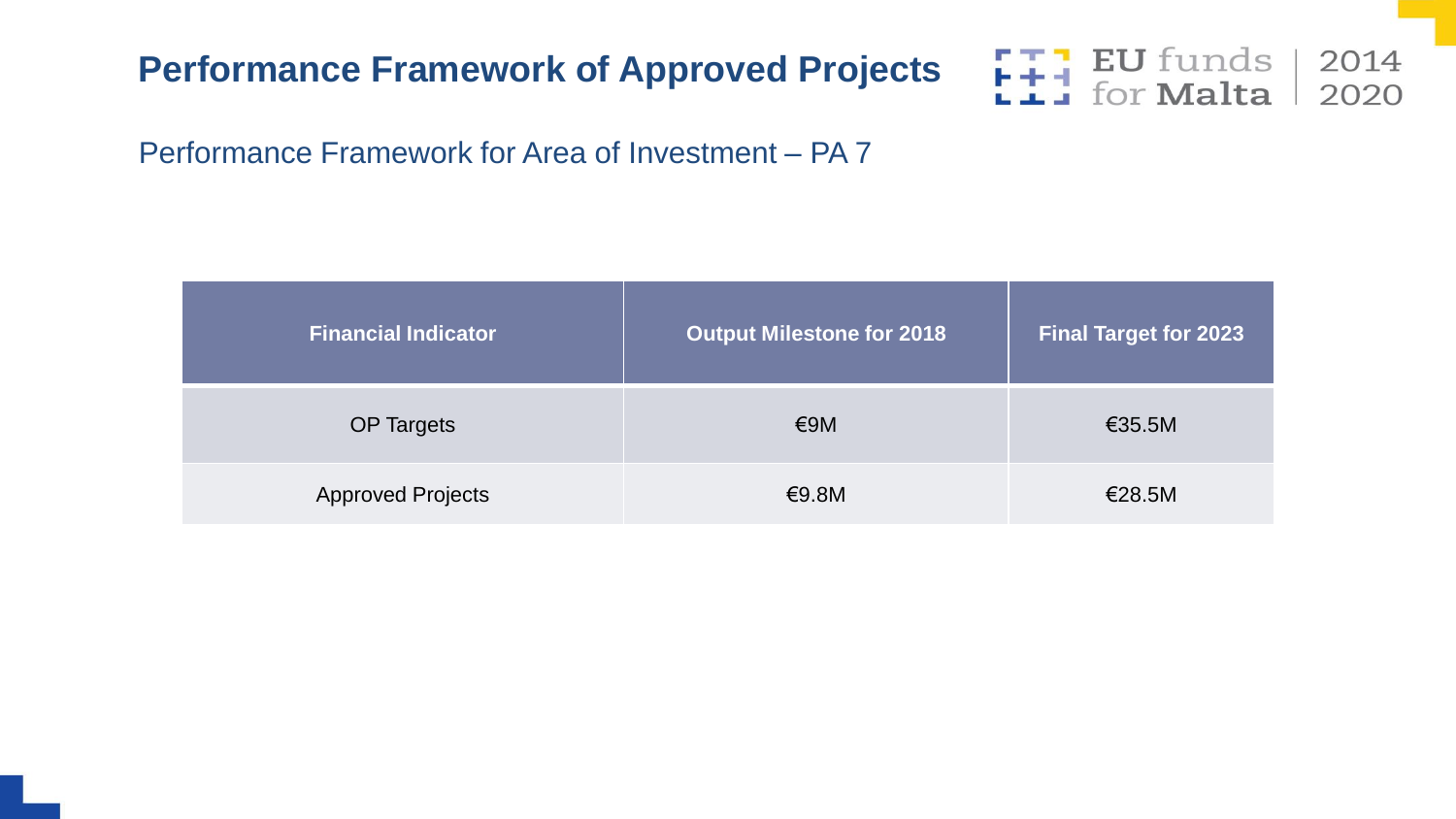# Performance Framework of Approved Projects

## Performance Framework for Area of Investment – PA 7

| Financial Indicator | Output Milestone for 2018 | Final Target for 2023 |
|---|---|---|
| OP Targets | €9M | €35.5M |
| Approved Projects | €9.8M | €28.5M |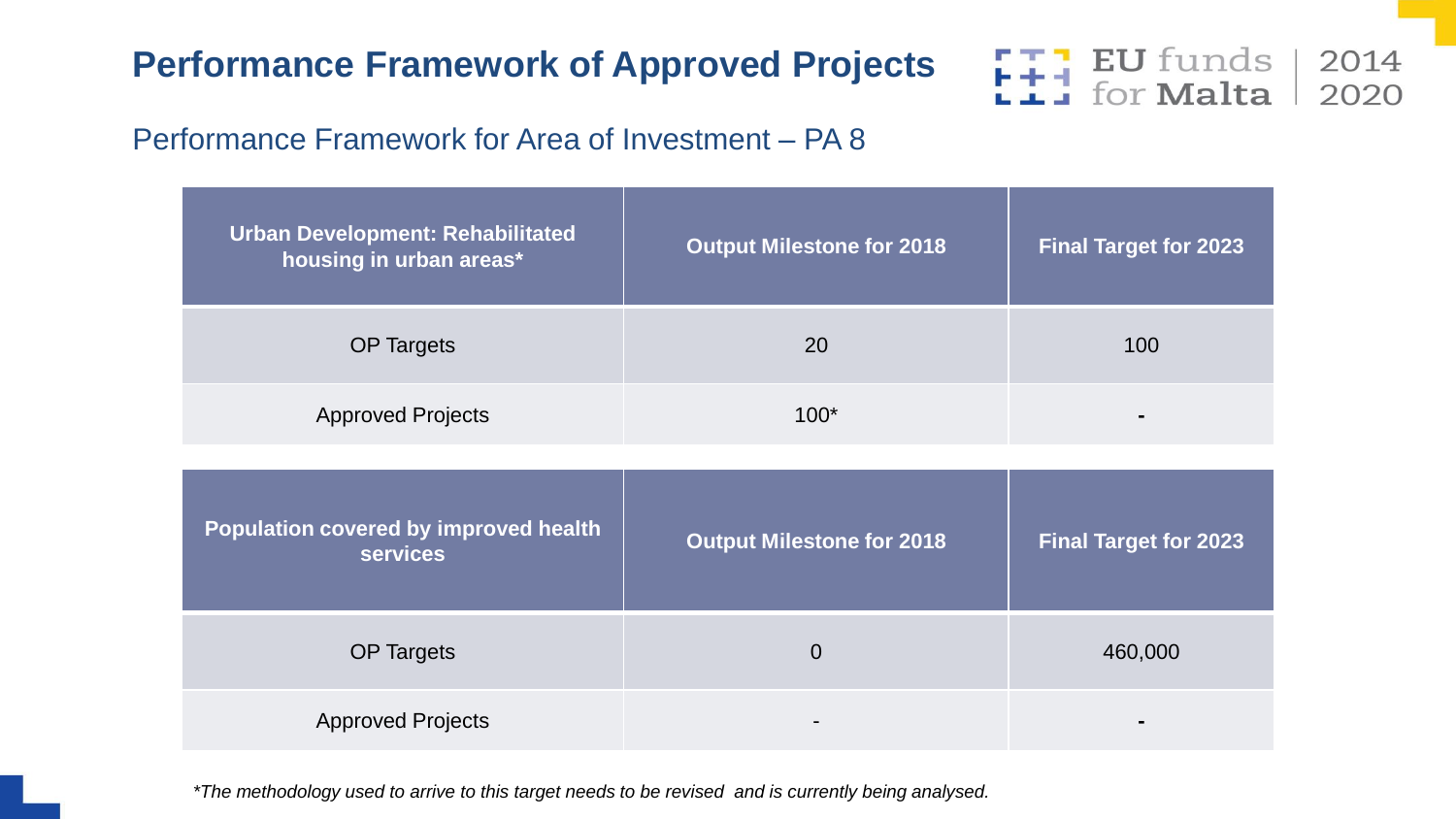# Performance Framework of Approved Projects

## Performance Framework for Area of Investment – PA 8

| Urban Development: Rehabilitated housing in urban areas* | Output Milestone for 2018 | Final Target for 2023 |
|---|---|---|
| OP Targets | 20 | 100 |
| Approved Projects | 100* | - |

| Population covered by improved health services | Output Milestone for 2018 | Final Target for 2023 |
|---|---|---|
| OP Targets | 0 | 460,000 |
| Approved Projects | - | - |

*\*The methodology used to arrive to this target needs to be revised  and is currently being analysed.*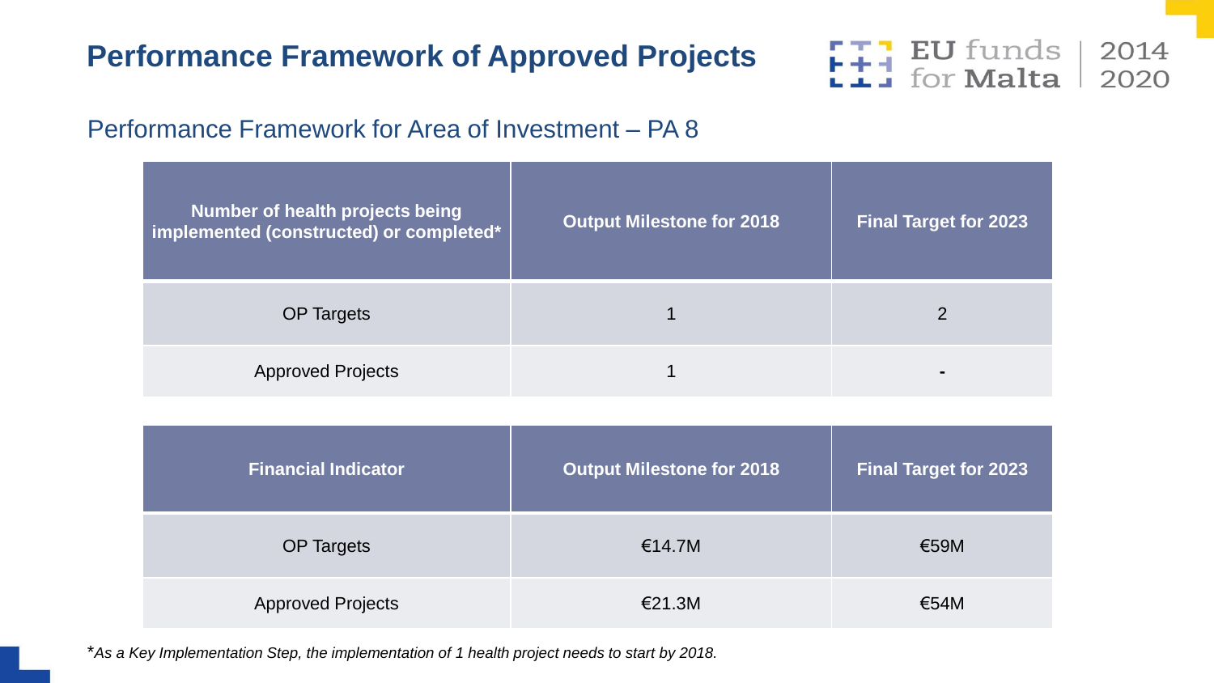# Performance Framework of Approved Projects

## Performance Framework for Area of Investment – PA 8

| Number of health projects being implemented (constructed) or completed* | Output Milestone for 2018 | Final Target for 2023 |
|---|---|---|
| OP Targets | 1 | 2 |
| Approved Projects | 1 | - |

| Financial Indicator | Output Milestone for 2018 | Final Target for 2023 |
|---|---|---|
| OP Targets | €14.7M | €59M |
| Approved Projects | €21.3M | €54M |

**As a Key Implementation Step, the implementation of 1 health project needs to start by 2018.*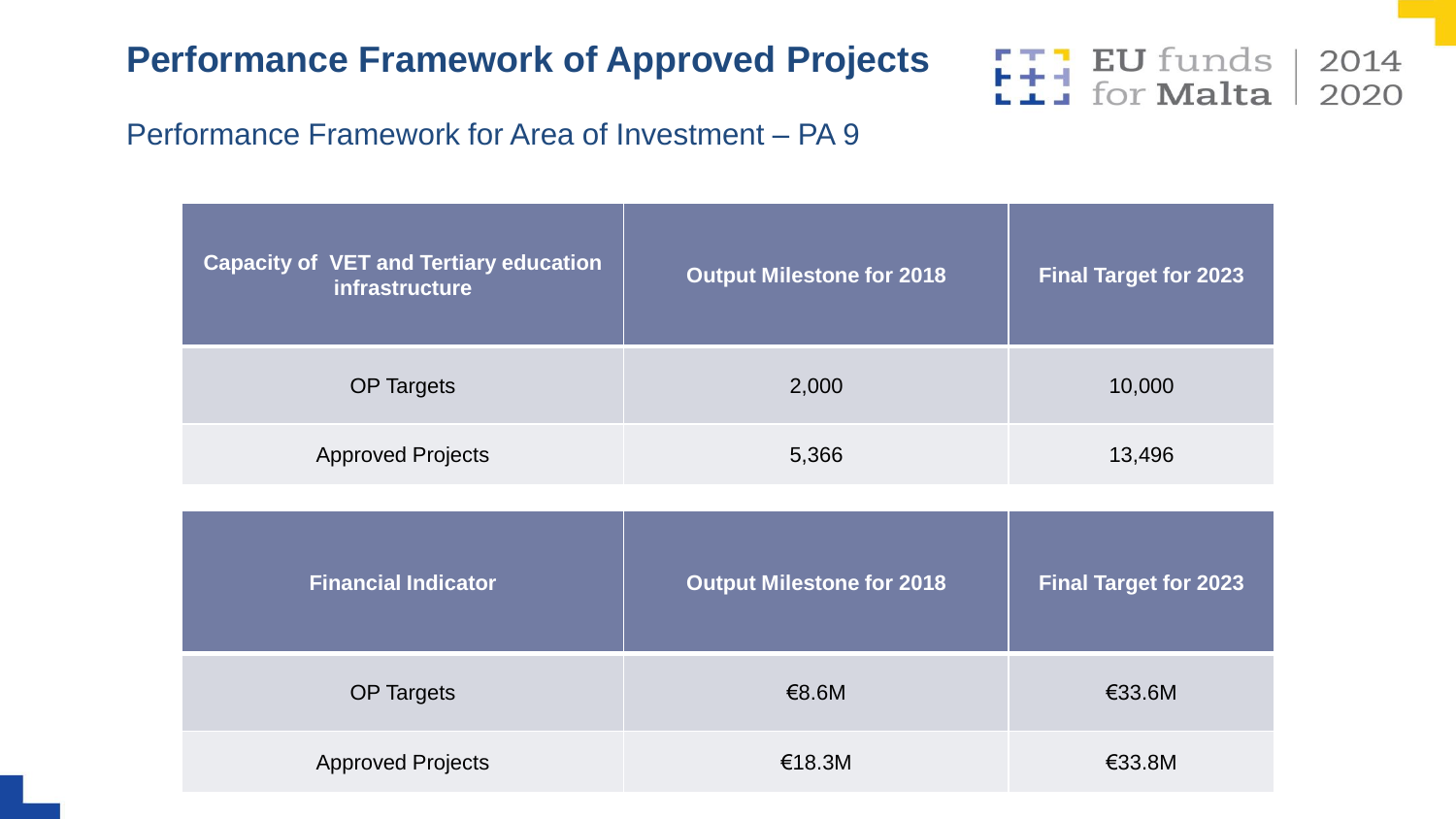# Performance Framework of Approved Projects

EU funds for Malta 2014 2020

## Performance Framework for Area of Investment – PA 9

| Capacity of VET and Tertiary education infrastructure | Output Milestone for 2018 | Final Target for 2023 |
|---|---|---|
| OP Targets | 2,000 | 10,000 |
| Approved Projects | 5,366 | 13,496 |

| Financial Indicator | Output Milestone for 2018 | Final Target for 2023 |
|---|---|---|
| OP Targets | €8.6M | €33.6M |
| Approved Projects | €18.3M | €33.8M |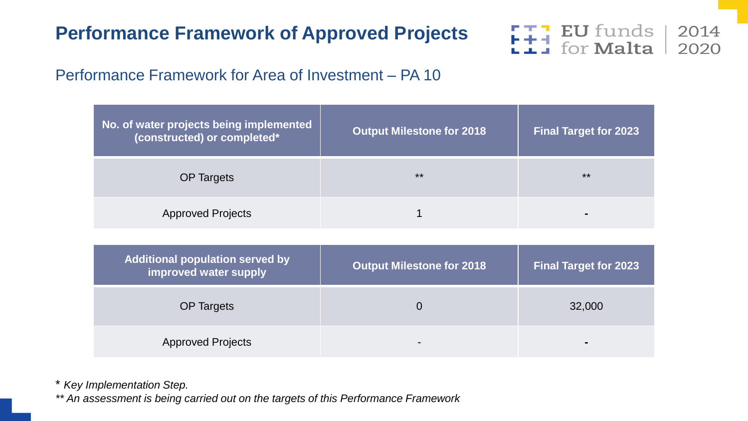# Performance Framework of Approved Projects

## Performance Framework for Area of Investment – PA 10

| No. of water projects being implemented (constructed) or completed* | Output Milestone for 2018 | Final Target for 2023 |
|---|---|---|
| OP Targets | ** | ** |
| Approved Projects | 1 | - |

| Additional population served by improved water supply | Output Milestone for 2018 | Final Target for 2023 |
|---|---|---|
| OP Targets | 0 | 32,000 |
| Approved Projects | - | - |

\* *Key Implementation Step.*

*** An assessment is being carried out on the targets of this Performance Framework*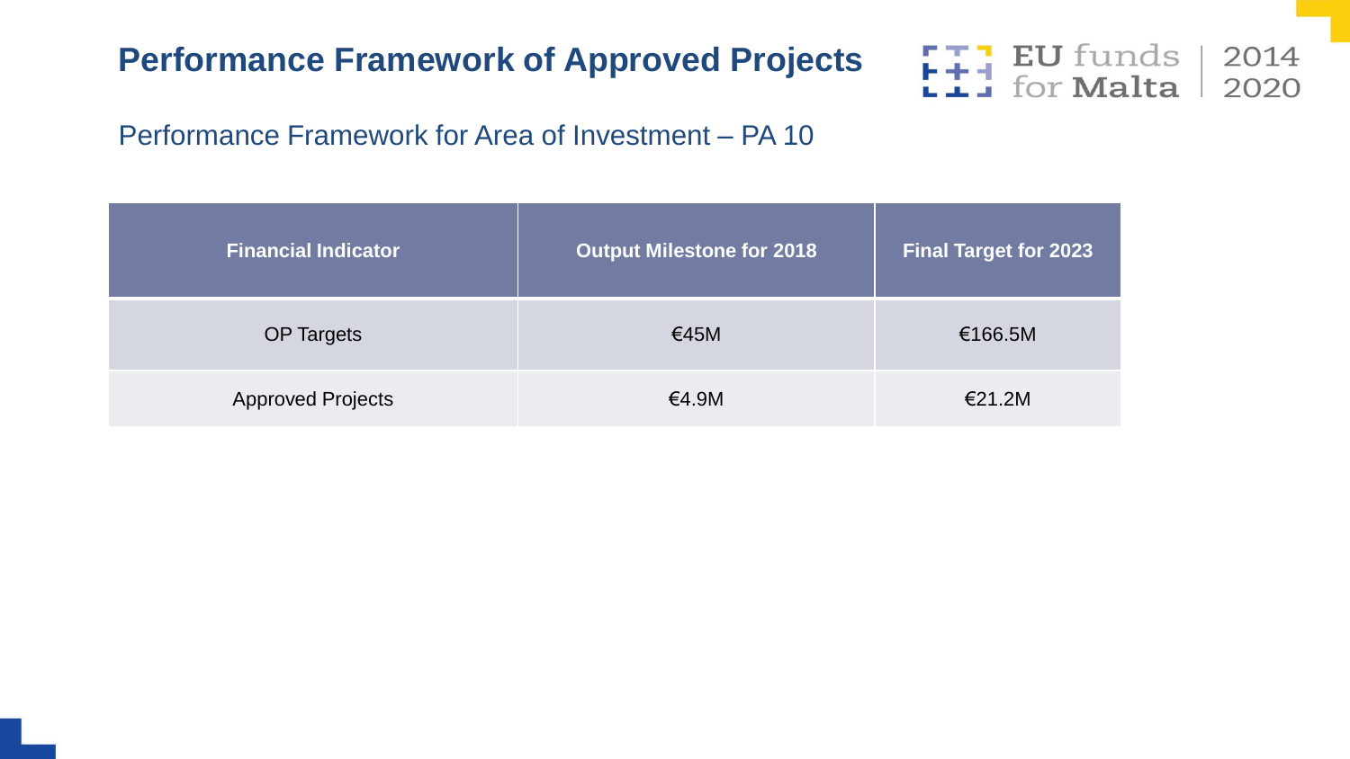# Performance Framework of Approved Projects

## Performance Framework for Area of Investment – PA 10

| Financial Indicator | Output Milestone for 2018 | Final Target for 2023 |
|---|---|---|
| OP Targets | €45M | €166.5M |
| Approved Projects | €4.9M | €21.2M |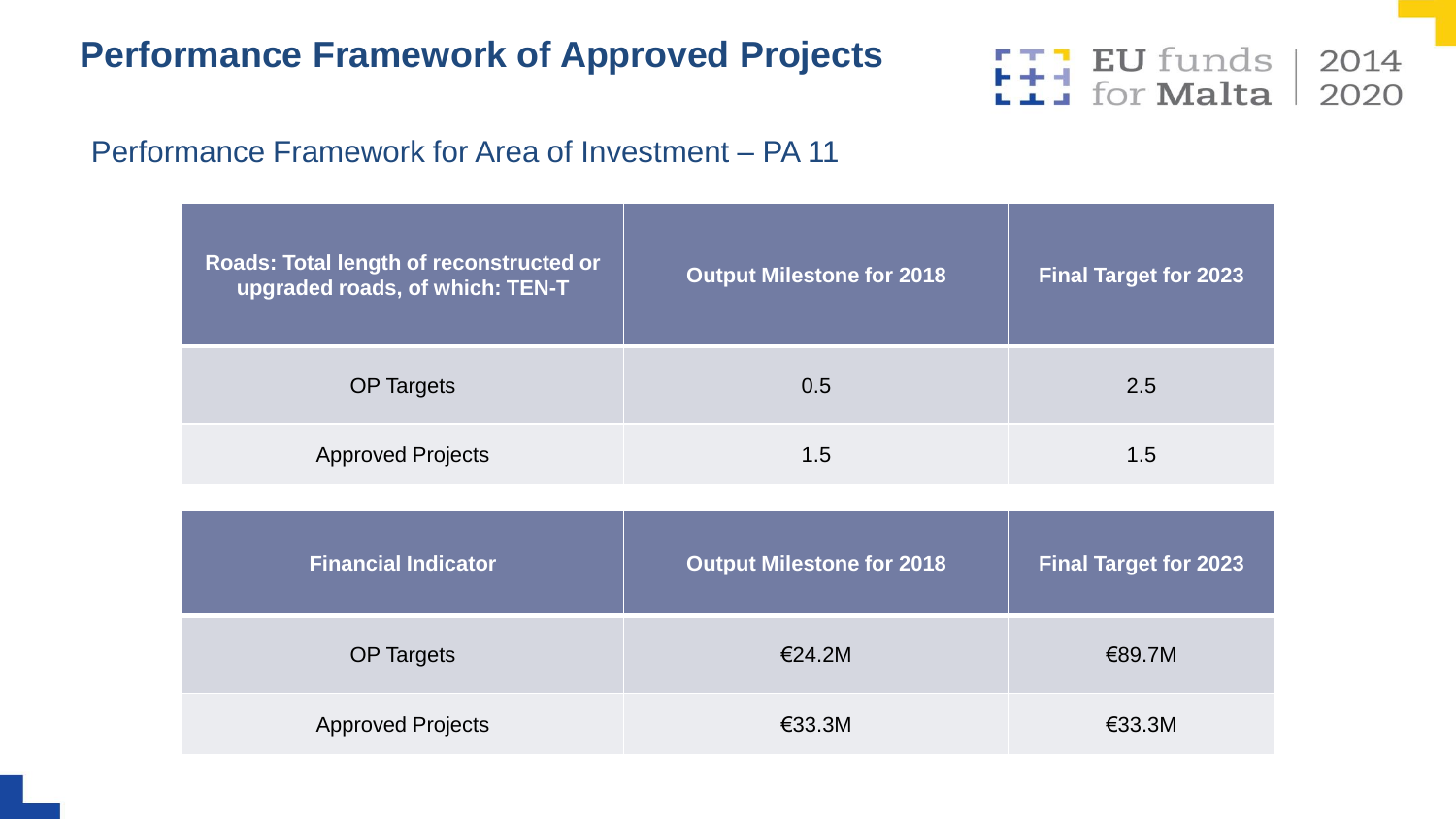# Performance Framework of Approved Projects

## Performance Framework for Area of Investment – PA 11

| Roads: Total length of reconstructed or upgraded roads, of which: TEN-T | Output Milestone for 2018 | Final Target for 2023 |
|---|---|---|
| OP Targets | 0.5 | 2.5 |
| Approved Projects | 1.5 | 1.5 |

| Financial Indicator | Output Milestone for 2018 | Final Target for 2023 |
|---|---|---|
| OP Targets | €24.2M | €89.7M |
| Approved Projects | €33.3M | €33.3M |